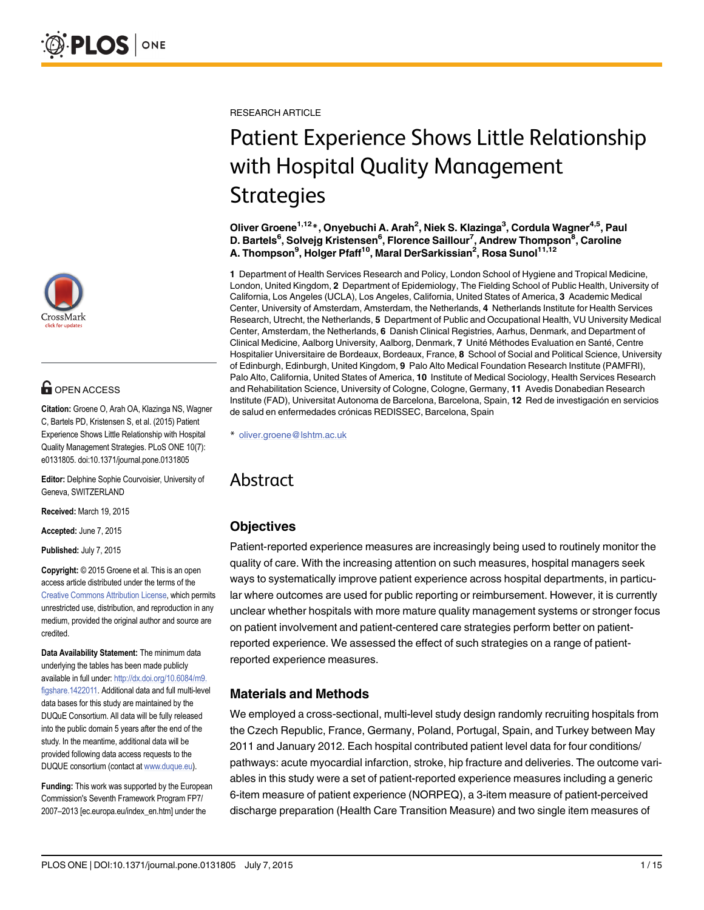RESEARCH ARTICLE

# Patient Experience Shows Little Relationship with Hospital Quality Management Strategies

**Oliver Groene[1,12]*, Onyebuchi A. Arah[2], Niek S. Klazinga[3], Cordula Wagner[4,5], Paul D. Bartels[6], Solvejg Kristensen[6], Florence Saillour[7], Andrew Thompson[8], Caroline A. Thompson[9], Holger Pfaff[10], Maral DerSarkissian[2], Rosa Sunol[11,12]**

**1** Department of Health Services Research and Policy, London School of Hygiene and Tropical Medicine, London, United Kingdom, **2** Department of Epidemiology, The Fielding School of Public Health, University of California, Los Angeles (UCLA), Los Angeles, California, United States of America, **3** Academic Medical Center, University of Amsterdam, Amsterdam, the Netherlands, **4** Netherlands Institute for Health Services Research, Utrecht, the Netherlands, **5** Department of Public and Occupational Health, VU University Medical Center, Amsterdam, the Netherlands, **6** Danish Clinical Registries, Aarhus, Denmark, and Department of Clinical Medicine, Aalborg University, Aalborg, Denmark, **7** Unité Méthodes Evaluation en Santé, Centre Hospitalier Universitaire de Bordeaux, Bordeaux, France, **8** School of Social and Political Science, University of Edinburgh, Edinburgh, United Kingdom, **9** Palo Alto Medical Foundation Research Institute (PAMFRI), Palo Alto, California, United States of America, **10** Institute of Medical Sociology, Health Services Research and Rehabilitation Science, University of Cologne, Cologne, Germany, **11** Avedis Donabedian Research Institute (FAD), Universitat Autonoma de Barcelona, Barcelona, Spain, **12** Red de investigación en servicios de salud en enfermedades crónicas REDISSEC, Barcelona, Spain

* oliver.groene@lshtm.ac.uk

## Abstract

### Objectives

Patient-reported experience measures are increasingly being used to routinely monitor the quality of care. With the increasing attention on such measures, hospital managers seek ways to systematically improve patient experience across hospital departments, in particular where outcomes are used for public reporting or reimbursement. However, it is currently unclear whether hospitals with more mature quality management systems or stronger focus on patient involvement and patient-centered care strategies perform better on patient-reported experience. We assessed the effect of such strategies on a range of patient-reported experience measures.

### Materials and Methods

We employed a cross-sectional, multi-level study design randomly recruiting hospitals from the Czech Republic, France, Germany, Poland, Portugal, Spain, and Turkey between May 2011 and January 2012. Each hospital contributed patient level data for four conditions/pathways: acute myocardial infarction, stroke, hip fracture and deliveries. The outcome variables in this study were a set of patient-reported experience measures including a generic 6-item measure of patient experience (NORPEQ), a 3-item measure of patient-perceived discharge preparation (Health Care Transition Measure) and two single item measures of

**OPEN ACCESS**

**Citation:** Groene O, Arah OA, Klazinga NS, Wagner C, Bartels PD, Kristensen S, et al. (2015) Patient Experience Shows Little Relationship with Hospital Quality Management Strategies. PLoS ONE 10(7): e0131805. doi:10.1371/journal.pone.0131805

**Editor:** Delphine Sophie Courvoisier, University of Geneva, SWITZERLAND

**Received:** March 19, 2015

**Accepted:** June 7, 2015

**Published:** July 7, 2015

**Copyright:** © 2015 Groene et al. This is an open access article distributed under the terms of the Creative Commons Attribution License, which permits unrestricted use, distribution, and reproduction in any medium, provided the original author and source are credited.

**Data Availability Statement:** The minimum data underlying the tables has been made publicly available in full under: http://dx.doi.org/10.6084/m9.figshare.1422011. Additional data and full multi-level data bases for this study are maintained by the DUQuE Consortium. All data will be fully released into the public domain 5 years after the end of the study. In the meantime, additional data will be provided following data access requests to the DUQUE consortium (contact at www.duque.eu).

**Funding:** This work was supported by the European Commission's Seventh Framework Program FP7/2007–2013 [ec.europa.eu/index_en.htm] under the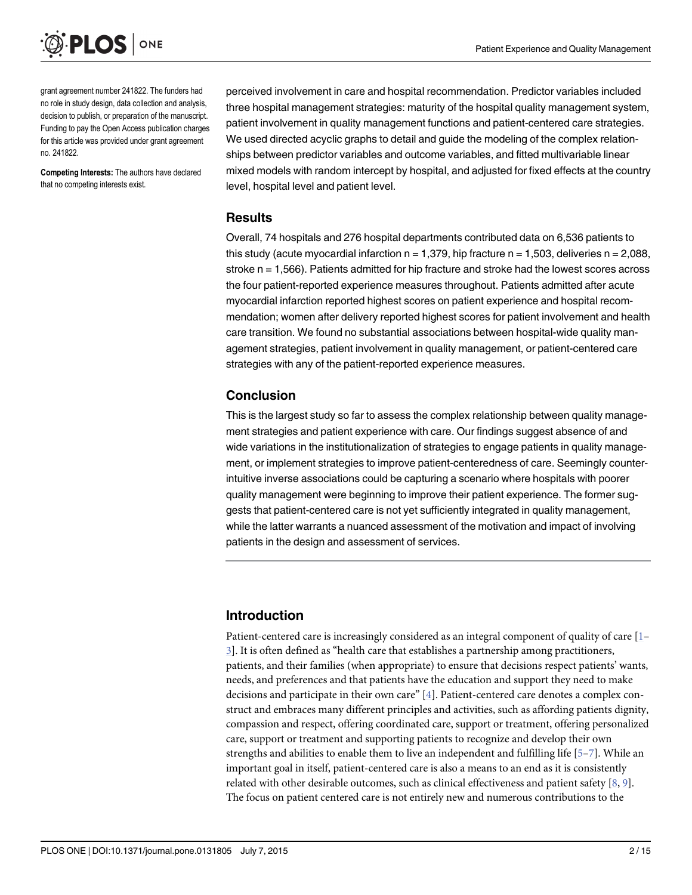grant agreement number 241822. The funders had no role in study design, data collection and analysis, decision to publish, or preparation of the manuscript. Funding to pay the Open Access publication charges for this article was provided under grant agreement no. 241822.

**Competing Interests:** The authors have declared that no competing interests exist.

perceived involvement in care and hospital recommendation. Predictor variables included three hospital management strategies: maturity of the hospital quality management system, patient involvement in quality management functions and patient-centered care strategies. We used directed acyclic graphs to detail and guide the modeling of the complex relationships between predictor variables and outcome variables, and fitted multivariable linear mixed models with random intercept by hospital, and adjusted for fixed effects at the country level, hospital level and patient level.

### Results

Overall, 74 hospitals and 276 hospital departments contributed data on 6,536 patients to this study (acute myocardial infarction n = 1,379, hip fracture n = 1,503, deliveries n = 2,088, stroke n = 1,566). Patients admitted for hip fracture and stroke had the lowest scores across the four patient-reported experience measures throughout. Patients admitted after acute myocardial infarction reported highest scores on patient experience and hospital recommendation; women after delivery reported highest scores for patient involvement and health care transition. We found no substantial associations between hospital-wide quality management strategies, patient involvement in quality management, or patient-centered care strategies with any of the patient-reported experience measures.

### Conclusion

This is the largest study so far to assess the complex relationship between quality management strategies and patient experience with care. Our findings suggest absence of and wide variations in the institutionalization of strategies to engage patients in quality management, or implement strategies to improve patient-centeredness of care. Seemingly counterintuitive inverse associations could be capturing a scenario where hospitals with poorer quality management were beginning to improve their patient experience. The former suggests that patient-centered care is not yet sufficiently integrated in quality management, while the latter warrants a nuanced assessment of the motivation and impact of involving patients in the design and assessment of services.

## Introduction

Patient-centered care is increasingly considered as an integral component of quality of care [1–3]. It is often defined as "health care that establishes a partnership among practitioners, patients, and their families (when appropriate) to ensure that decisions respect patients' wants, needs, and preferences and that patients have the education and support they need to make decisions and participate in their own care" [4]. Patient-centered care denotes a complex construct and embraces many different principles and activities, such as affording patients dignity, compassion and respect, offering coordinated care, support or treatment, offering personalized care, support or treatment and supporting patients to recognize and develop their own strengths and abilities to enable them to live an independent and fulfilling life [5–7]. While an important goal in itself, patient-centered care is also a means to an end as it is consistently related with other desirable outcomes, such as clinical effectiveness and patient safety [8, 9]. The focus on patient centered care is not entirely new and numerous contributions to the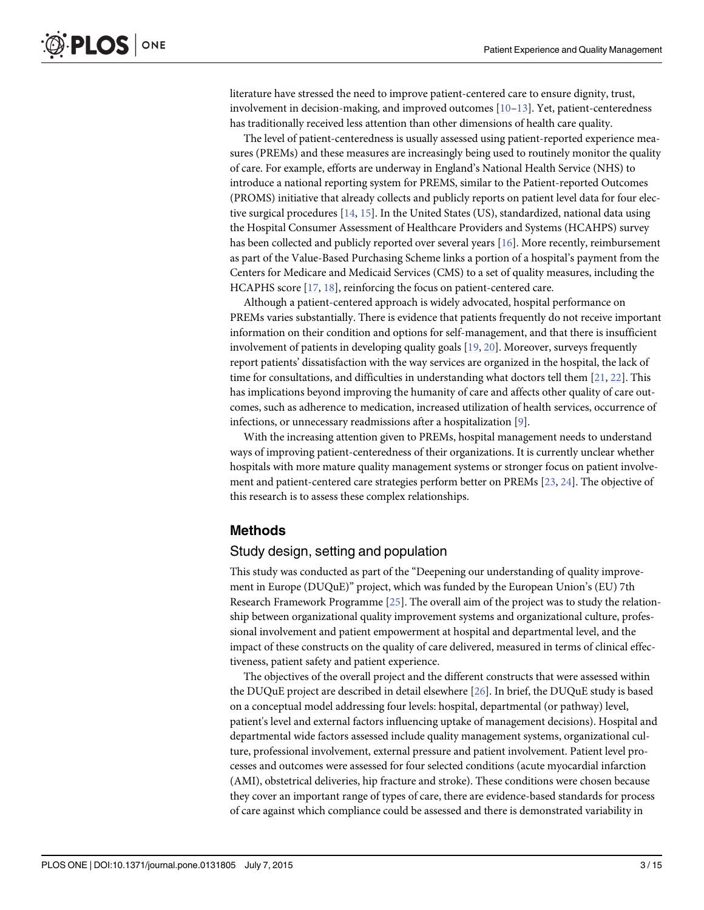literature have stressed the need to improve patient-centered care to ensure dignity, trust, involvement in decision-making, and improved outcomes [10–13]. Yet, patient-centeredness has traditionally received less attention than other dimensions of health care quality.

The level of patient-centeredness is usually assessed using patient-reported experience measures (PREMs) and these measures are increasingly being used to routinely monitor the quality of care. For example, efforts are underway in England's National Health Service (NHS) to introduce a national reporting system for PREMS, similar to the Patient-reported Outcomes (PROMS) initiative that already collects and publicly reports on patient level data for four elective surgical procedures [14, 15]. In the United States (US), standardized, national data using the Hospital Consumer Assessment of Healthcare Providers and Systems (HCAHPS) survey has been collected and publicly reported over several years [16]. More recently, reimbursement as part of the Value-Based Purchasing Scheme links a portion of a hospital's payment from the Centers for Medicare and Medicaid Services (CMS) to a set of quality measures, including the HCAPHS score [17, 18], reinforcing the focus on patient-centered care.

Although a patient-centered approach is widely advocated, hospital performance on PREMs varies substantially. There is evidence that patients frequently do not receive important information on their condition and options for self-management, and that there is insufficient involvement of patients in developing quality goals [19, 20]. Moreover, surveys frequently report patients' dissatisfaction with the way services are organized in the hospital, the lack of time for consultations, and difficulties in understanding what doctors tell them [21, 22]. This has implications beyond improving the humanity of care and affects other quality of care outcomes, such as adherence to medication, increased utilization of health services, occurrence of infections, or unnecessary readmissions after a hospitalization [9].

With the increasing attention given to PREMs, hospital management needs to understand ways of improving patient-centeredness of their organizations. It is currently unclear whether hospitals with more mature quality management systems or stronger focus on patient involvement and patient-centered care strategies perform better on PREMs [23, 24]. The objective of this research is to assess these complex relationships.

## Methods

### Study design, setting and population

This study was conducted as part of the "Deepening our understanding of quality improvement in Europe (DUQuE)" project, which was funded by the European Union's (EU) 7th Research Framework Programme [25]. The overall aim of the project was to study the relationship between organizational quality improvement systems and organizational culture, professional involvement and patient empowerment at hospital and departmental level, and the impact of these constructs on the quality of care delivered, measured in terms of clinical effectiveness, patient safety and patient experience.

The objectives of the overall project and the different constructs that were assessed within the DUQuE project are described in detail elsewhere [26]. In brief, the DUQuE study is based on a conceptual model addressing four levels: hospital, departmental (or pathway) level, patient's level and external factors influencing uptake of management decisions). Hospital and departmental wide factors assessed include quality management systems, organizational culture, professional involvement, external pressure and patient involvement. Patient level processes and outcomes were assessed for four selected conditions (acute myocardial infarction (AMI), obstetrical deliveries, hip fracture and stroke). These conditions were chosen because they cover an important range of types of care, there are evidence-based standards for process of care against which compliance could be assessed and there is demonstrated variability in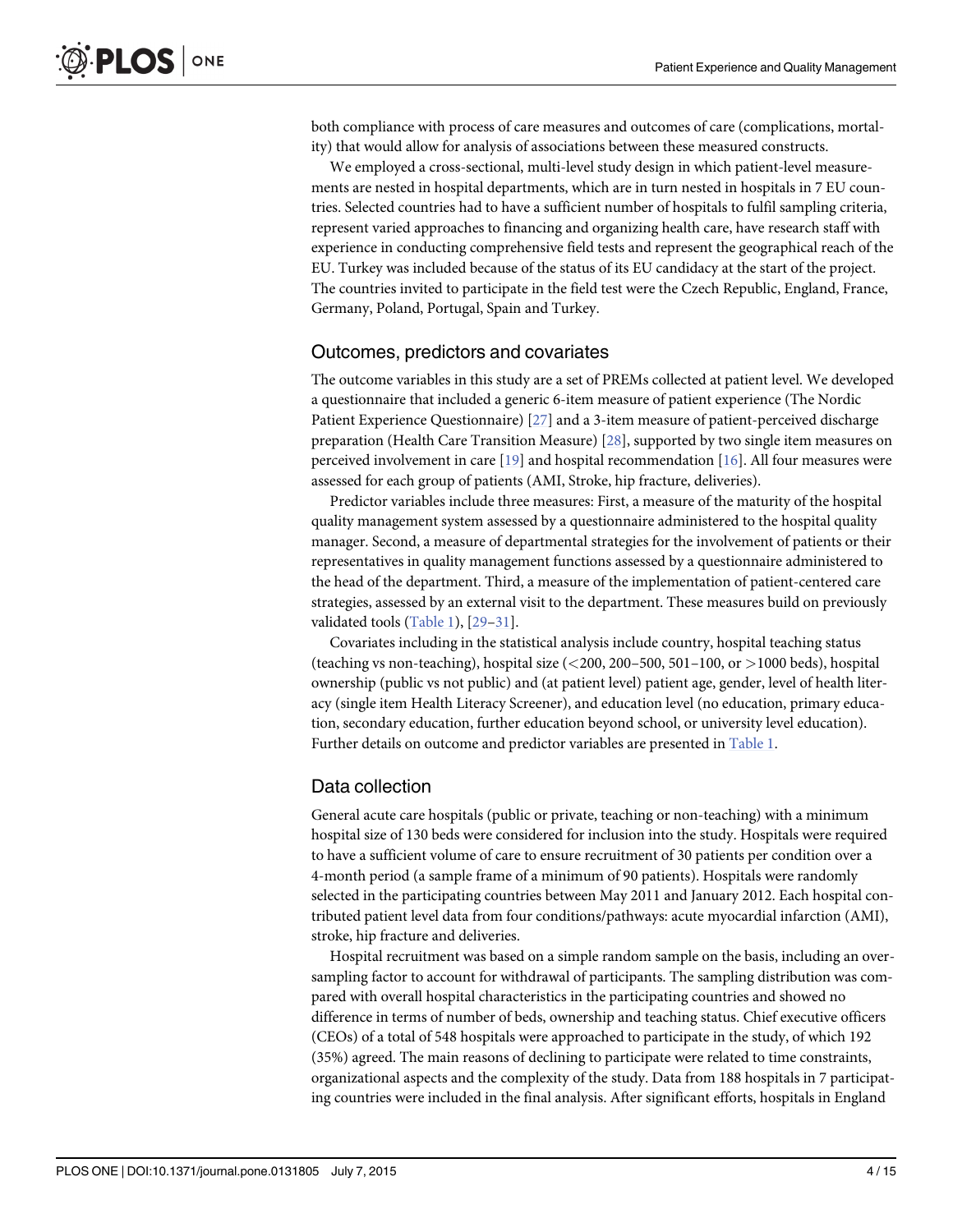both compliance with process of care measures and outcomes of care (complications, mortality) that would allow for analysis of associations between these measured constructs.

We employed a cross-sectional, multi-level study design in which patient-level measurements are nested in hospital departments, which are in turn nested in hospitals in 7 EU countries. Selected countries had to have a sufficient number of hospitals to fulfil sampling criteria, represent varied approaches to financing and organizing health care, have research staff with experience in conducting comprehensive field tests and represent the geographical reach of the EU. Turkey was included because of the status of its EU candidacy at the start of the project. The countries invited to participate in the field test were the Czech Republic, England, France, Germany, Poland, Portugal, Spain and Turkey.

## Outcomes, predictors and covariates

The outcome variables in this study are a set of PREMs collected at patient level. We developed a questionnaire that included a generic 6-item measure of patient experience (The Nordic Patient Experience Questionnaire) [27] and a 3-item measure of patient-perceived discharge preparation (Health Care Transition Measure) [28], supported by two single item measures on perceived involvement in care [19] and hospital recommendation [16]. All four measures were assessed for each group of patients (AMI, Stroke, hip fracture, deliveries).

Predictor variables include three measures: First, a measure of the maturity of the hospital quality management system assessed by a questionnaire administered to the hospital quality manager. Second, a measure of departmental strategies for the involvement of patients or their representatives in quality management functions assessed by a questionnaire administered to the head of the department. Third, a measure of the implementation of patient-centered care strategies, assessed by an external visit to the department. These measures build on previously validated tools (Table 1), [29–31].

Covariates including in the statistical analysis include country, hospital teaching status (teaching vs non-teaching), hospital size (<200, 200–500, 501–100, or >1000 beds), hospital ownership (public vs not public) and (at patient level) patient age, gender, level of health literacy (single item Health Literacy Screener), and education level (no education, primary education, secondary education, further education beyond school, or university level education). Further details on outcome and predictor variables are presented in Table 1.

## Data collection

General acute care hospitals (public or private, teaching or non-teaching) with a minimum hospital size of 130 beds were considered for inclusion into the study. Hospitals were required to have a sufficient volume of care to ensure recruitment of 30 patients per condition over a 4-month period (a sample frame of a minimum of 90 patients). Hospitals were randomly selected in the participating countries between May 2011 and January 2012. Each hospital contributed patient level data from four conditions/pathways: acute myocardial infarction (AMI), stroke, hip fracture and deliveries.

Hospital recruitment was based on a simple random sample on the basis, including an oversampling factor to account for withdrawal of participants. The sampling distribution was compared with overall hospital characteristics in the participating countries and showed no difference in terms of number of beds, ownership and teaching status. Chief executive officers (CEOs) of a total of 548 hospitals were approached to participate in the study, of which 192 (35%) agreed. The main reasons of declining to participate were related to time constraints, organizational aspects and the complexity of the study. Data from 188 hospitals in 7 participating countries were included in the final analysis. After significant efforts, hospitals in England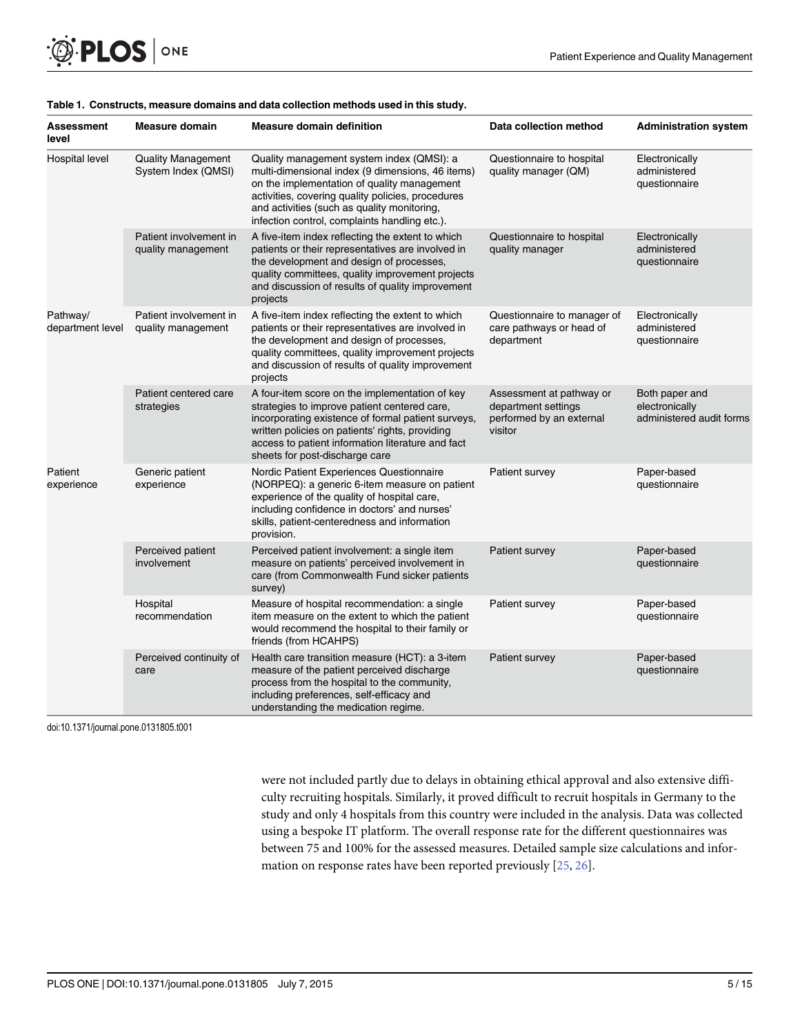**Table 1. Constructs, measure domains and data collection methods used in this study.**

| Assessment level | Measure domain | Measure domain definition | Data collection method | Administration system |
|---|---|---|---|---|
| Hospital level | Quality Management System Index (QMSI) | Quality management system index (QMSI): a multi-dimensional index (9 dimensions, 46 items) on the implementation of quality management activities, covering quality policies, procedures and activities (such as quality monitoring, infection control, complaints handling etc.). | Questionnaire to hospital quality manager (QM) | Electronically administered questionnaire |
| | Patient involvement in quality management | A five-item index reflecting the extent to which patients or their representatives are involved in the development and design of processes, quality committees, quality improvement projects and discussion of results of quality improvement projects | Questionnaire to hospital quality manager | Electronically administered questionnaire |
| Pathway/ department level | Patient involvement in quality management | A five-item index reflecting the extent to which patients or their representatives are involved in the development and design of processes, quality committees, quality improvement projects and discussion of results of quality improvement projects | Questionnaire to manager of care pathways or head of department | Electronically administered questionnaire |
| | Patient centered care strategies | A four-item score on the implementation of key strategies to improve patient centered care, incorporating existence of formal patient surveys, written policies on patients' rights, providing access to patient information literature and fact sheets for post-discharge care | Assessment at pathway or department settings performed by an external visitor | Both paper and electronically administered audit forms |
| Patient experience | Generic patient experience | Nordic Patient Experiences Questionnaire (NORPEQ): a generic 6-item measure on patient experience of the quality of hospital care, including confidence in doctors' and nurses' skills, patient-centeredness and information provision. | Patient survey | Paper-based questionnaire |
| | Perceived patient involvement | Perceived patient involvement: a single item measure on patients' perceived involvement in care (from Commonwealth Fund sicker patients survey) | Patient survey | Paper-based questionnaire |
| | Hospital recommendation | Measure of hospital recommendation: a single item measure on the extent to which the patient would recommend the hospital to their family or friends (from HCAHPS) | Patient survey | Paper-based questionnaire |
| | Perceived continuity of care | Health care transition measure (HCT): a 3-item measure of the patient perceived discharge process from the hospital to the community, including preferences, self-efficacy and understanding the medication regime. | Patient survey | Paper-based questionnaire |

doi:10.1371/journal.pone.0131805.t001

were not included partly due to delays in obtaining ethical approval and also extensive difficulty recruiting hospitals. Similarly, it proved difficult to recruit hospitals in Germany to the study and only 4 hospitals from this country were included in the analysis. Data was collected using a bespoke IT platform. The overall response rate for the different questionnaires was between 75 and 100% for the assessed measures. Detailed sample size calculations and information on response rates have been reported previously [25, 26].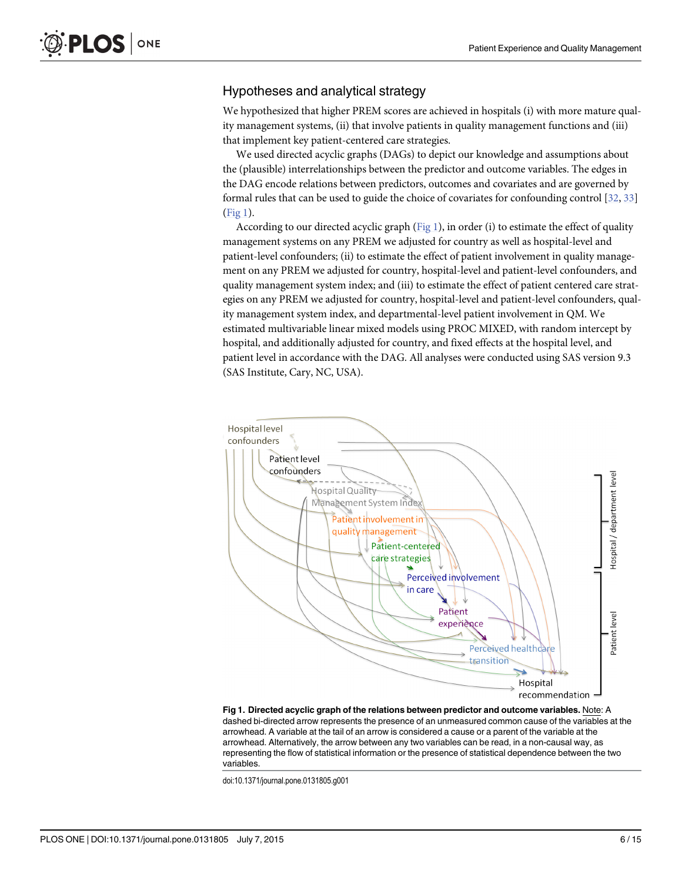## Hypotheses and analytical strategy

We hypothesized that higher PREM scores are achieved in hospitals (i) with more mature quality management systems, (ii) that involve patients in quality management functions and (iii) that implement key patient-centered care strategies.

We used directed acyclic graphs (DAGs) to depict our knowledge and assumptions about the (plausible) interrelationships between the predictor and outcome variables. The edges in the DAG encode relations between predictors, outcomes and covariates and are governed by formal rules that can be used to guide the choice of covariates for confounding control [32, 33] (Fig 1).

According to our directed acyclic graph (Fig 1), in order (i) to estimate the effect of quality management systems on any PREM we adjusted for country as well as hospital-level and patient-level confounders; (ii) to estimate the effect of patient involvement in quality management on any PREM we adjusted for country, hospital-level and patient-level confounders, and quality management system index; and (iii) to estimate the effect of patient centered care strategies on any PREM we adjusted for country, hospital-level and patient-level confounders, quality management system index, and departmental-level patient involvement in QM. We estimated multivariable linear mixed models using PROC MIXED, with random intercept by hospital, and additionally adjusted for country, and fixed effects at the hospital level, and patient level in accordance with the DAG. All analyses were conducted using SAS version 9.3 (SAS Institute, Cary, NC, USA).

**Fig 1. Directed acyclic graph of the relations between predictor and outcome variables.** Note: A dashed bi-directed arrow represents the presence of an unmeasured common cause of the variables at the arrowhead. A variable at the tail of an arrow is considered a cause or a parent of the variable at the arrowhead. Alternatively, the arrow between any two variables can be read, in a non-causal way, as representing the flow of statistical information or the presence of statistical dependence between the two variables.

doi:10.1371/journal.pone.0131805.g001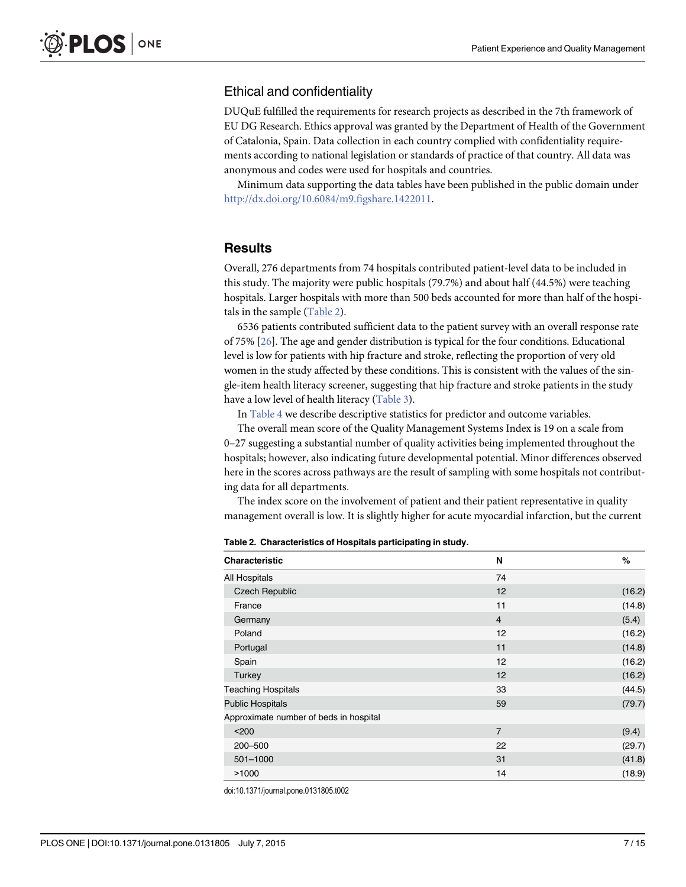## Ethical and confidentiality

DUQuE fulfilled the requirements for research projects as described in the 7th framework of EU DG Research. Ethics approval was granted by the Department of Health of the Government of Catalonia, Spain. Data collection in each country complied with confidentiality requirements according to national legislation or standards of practice of that country. All data was anonymous and codes were used for hospitals and countries.

Minimum data supporting the data tables have been published in the public domain under http://dx.doi.org/10.6084/m9.figshare.1422011.

## Results

Overall, 276 departments from 74 hospitals contributed patient-level data to be included in this study. The majority were public hospitals (79.7%) and about half (44.5%) were teaching hospitals. Larger hospitals with more than 500 beds accounted for more than half of the hospitals in the sample (Table 2).

6536 patients contributed sufficient data to the patient survey with an overall response rate of 75% [26]. The age and gender distribution is typical for the four conditions. Educational level is low for patients with hip fracture and stroke, reflecting the proportion of very old women in the study affected by these conditions. This is consistent with the values of the single-item health literacy screener, suggesting that hip fracture and stroke patients in the study have a low level of health literacy (Table 3).

In Table 4 we describe descriptive statistics for predictor and outcome variables.

The overall mean score of the Quality Management Systems Index is 19 on a scale from 0–27 suggesting a substantial number of quality activities being implemented throughout the hospitals; however, also indicating future developmental potential. Minor differences observed here in the scores across pathways are the result of sampling with some hospitals not contributing data for all departments.

The index score on the involvement of patient and their patient representative in quality management overall is low. It is slightly higher for acute myocardial infarction, but the current

**Table 2. Characteristics of Hospitals participating in study.**

| Characteristic | N | % |
|---|---|---|
| All Hospitals | 74 | |
| Czech Republic | 12 | (16.2) |
| France | 11 | (14.8) |
| Germany | 4 | (5.4) |
| Poland | 12 | (16.2) |
| Portugal | 11 | (14.8) |
| Spain | 12 | (16.2) |
| Turkey | 12 | (16.2) |
| Teaching Hospitals | 33 | (44.5) |
| Public Hospitals | 59 | (79.7) |
| Approximate number of beds in hospital | | |
| <200 | 7 | (9.4) |
| 200–500 | 22 | (29.7) |
| 501–1000 | 31 | (41.8) |
| >1000 | 14 | (18.9) |

doi:10.1371/journal.pone.0131805.t002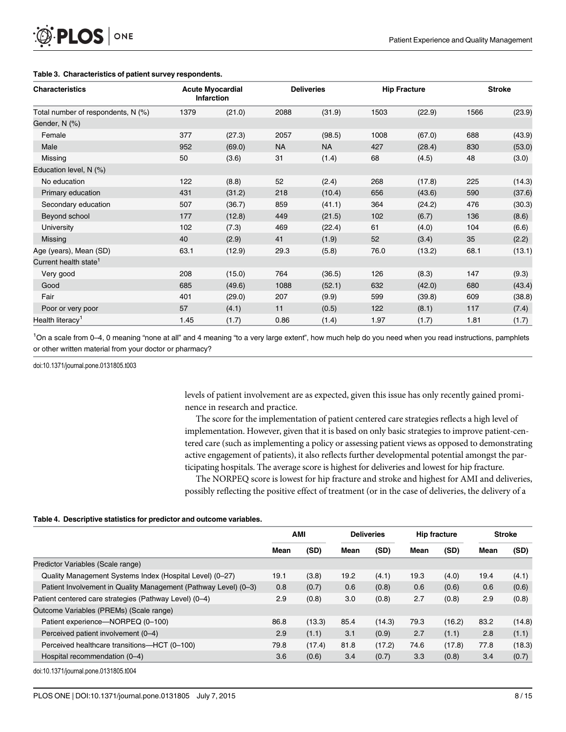**Table 3. Characteristics of patient survey respondents.**

| Characteristics | Acute Myocardial Infarction | | Deliveries | | Hip Fracture | | Stroke | |
|---|---|---|---|---|---|---|---|---|
| Total number of respondents, N (%) | 1379 | (21.0) | 2088 | (31.9) | 1503 | (22.9) | 1566 | (23.9) |
| Gender, N (%) | | | | | | | | |
| Female | 377 | (27.3) | 2057 | (98.5) | 1008 | (67.0) | 688 | (43.9) |
| Male | 952 | (69.0) | NA | NA | 427 | (28.4) | 830 | (53.0) |
| Missing | 50 | (3.6) | 31 | (1.4) | 68 | (4.5) | 48 | (3.0) |
| Education level, N (%) | | | | | | | | |
| No education | 122 | (8.8) | 52 | (2.4) | 268 | (17.8) | 225 | (14.3) |
| Primary education | 431 | (31.2) | 218 | (10.4) | 656 | (43.6) | 590 | (37.6) |
| Secondary education | 507 | (36.7) | 859 | (41.1) | 364 | (24.2) | 476 | (30.3) |
| Beyond school | 177 | (12.8) | 449 | (21.5) | 102 | (6.7) | 136 | (8.6) |
| University | 102 | (7.3) | 469 | (22.4) | 61 | (4.0) | 104 | (6.6) |
| Missing | 40 | (2.9) | 41 | (1.9) | 52 | (3.4) | 35 | (2.2) |
| Age (years), Mean (SD) | 63.1 | (12.9) | 29.3 | (5.8) | 76.0 | (13.2) | 68.1 | (13.1) |
| Current health state[1] | | | | | | | | |
| Very good | 208 | (15.0) | 764 | (36.5) | 126 | (8.3) | 147 | (9.3) |
| Good | 685 | (49.6) | 1088 | (52.1) | 632 | (42.0) | 680 | (43.4) |
| Fair | 401 | (29.0) | 207 | (9.9) | 599 | (39.8) | 609 | (38.8) |
| Poor or very poor | 57 | (4.1) | 11 | (0.5) | 122 | (8.1) | 117 | (7.4) |
| Health literacy[1] | 1.45 | (1.7) | 0.86 | (1.4) | 1.97 | (1.7) | 1.81 | (1.7) |

[1]On a scale from 0–4, 0 meaning "none at all" and 4 meaning "to a very large extent", how much help do you need when you read instructions, pamphlets or other written material from your doctor or pharmacy?

doi:10.1371/journal.pone.0131805.t003

levels of patient involvement are as expected, given this issue has only recently gained prominence in research and practice.

The score for the implementation of patient centered care strategies reflects a high level of implementation. However, given that it is based on only basic strategies to improve patient-centered care (such as implementing a policy or assessing patient views as opposed to demonstrating active engagement of patients), it also reflects further developmental potential amongst the participating hospitals. The average score is highest for deliveries and lowest for hip fracture.

The NORPEQ score is lowest for hip fracture and stroke and highest for AMI and deliveries, possibly reflecting the positive effect of treatment (or in the case of deliveries, the delivery of a

**Table 4. Descriptive statistics for predictor and outcome variables.**

| | AMI | | Deliveries | | Hip fracture | | Stroke | |
|---|---|---|---|---|---|---|---|---|
| | Mean | (SD) | Mean | (SD) | Mean | (SD) | Mean | (SD) |
| Predictor Variables (Scale range) | | | | | | | | |
| Quality Management Systems Index (Hospital Level) (0–27) | 19.1 | (3.8) | 19.2 | (4.1) | 19.3 | (4.0) | 19.4 | (4.1) |
| Patient Involvement in Quality Management (Pathway Level) (0–3) | 0.8 | (0.7) | 0.6 | (0.8) | 0.6 | (0.6) | 0.6 | (0.6) |
| Patient centered care strategies (Pathway Level) (0–4) | 2.9 | (0.8) | 3.0 | (0.8) | 2.7 | (0.8) | 2.9 | (0.8) |
| Outcome Variables (PREMs) (Scale range) | | | | | | | | |
| Patient experience—NORPEQ (0–100) | 86.8 | (13.3) | 85.4 | (14.3) | 79.3 | (16.2) | 83.2 | (14.8) |
| Perceived patient involvement (0–4) | 2.9 | (1.1) | 3.1 | (0.9) | 2.7 | (1.1) | 2.8 | (1.1) |
| Perceived healthcare transitions—HCT (0–100) | 79.8 | (17.4) | 81.8 | (17.2) | 74.6 | (17.8) | 77.8 | (18.3) |
| Hospital recommendation (0–4) | 3.6 | (0.6) | 3.4 | (0.7) | 3.3 | (0.8) | 3.4 | (0.7) |

doi:10.1371/journal.pone.0131805.t004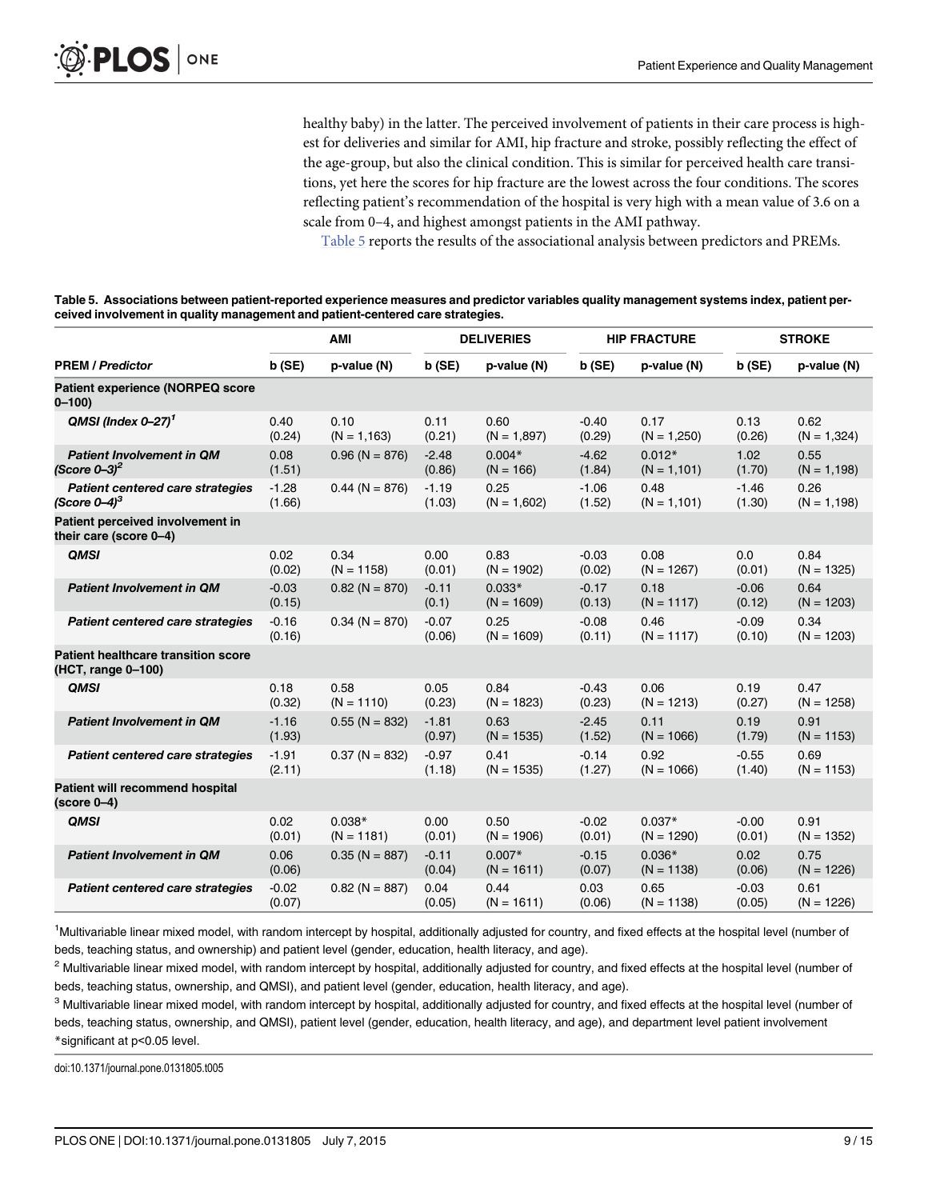healthy baby) in the latter. The perceived involvement of patients in their care process is highest for deliveries and similar for AMI, hip fracture and stroke, possibly reflecting the effect of the age-group, but also the clinical condition. This is similar for perceived health care transitions, yet here the scores for hip fracture are the lowest across the four conditions. The scores reflecting patient's recommendation of the hospital is very high with a mean value of 3.6 on a scale from 0–4, and highest amongst patients in the AMI pathway.

Table 5 reports the results of the associational analysis between predictors and PREMs.

**Table 5. Associations between patient-reported experience measures and predictor variables quality management systems index, patient perceived involvement in quality management and patient-centered care strategies.**

| | AMI | | DELIVERIES | | HIP FRACTURE | | STROKE | |
|---|---|---|---|---|---|---|---|---|
| **PREM / *Predictor*** | **b (SE)** | **p-value (N)** | **b (SE)** | **p-value (N)** | **b (SE)** | **p-value (N)** | **b (SE)** | **p-value (N)** |
| **Patient experience (NORPEQ score 0–100)** | | | | | | | | |
| ***QMSI (Index 0–27)*** [1] | 0.40 (0.24) | 0.10 (N = 1,163) | 0.11 (0.21) | 0.60 (N = 1,897) | -0.40 (0.29) | 0.17 (N = 1,250) | 0.13 (0.26) | 0.62 (N = 1,324) |
| ***Patient Involvement in QM (Score 0–3)*** [2] | 0.08 (1.51) | 0.96 (N = 876) | -2.48 (0.86) | 0.004* (N = 166) | -4.62 (1.84) | 0.012* (N = 1,101) | 1.02 (1.70) | 0.55 (N = 1,198) |
| ***Patient centered care strategies (Score 0–4)*** [3] | -1.28 (1.66) | 0.44 (N = 876) | -1.19 (1.03) | 0.25 (N = 1,602) | -1.06 (1.52) | 0.48 (N = 1,101) | -1.46 (1.30) | 0.26 (N = 1,198) |
| **Patient perceived involvement in their care (score 0–4)** | | | | | | | | |
| ***QMSI*** | 0.02 (0.02) | 0.34 (N = 1158) | 0.00 (0.01) | 0.83 (N = 1902) | -0.03 (0.02) | 0.08 (N = 1267) | 0.0 (0.01) | 0.84 (N = 1325) |
| ***Patient Involvement in QM*** | -0.03 (0.15) | 0.82 (N = 870) | -0.11 (0.1) | 0.033* (N = 1609) | -0.17 (0.13) | 0.18 (N = 1117) | -0.06 (0.12) | 0.64 (N = 1203) |
| ***Patient centered care strategies*** | -0.16 (0.16) | 0.34 (N = 870) | -0.07 (0.06) | 0.25 (N = 1609) | -0.08 (0.11) | 0.46 (N = 1117) | -0.09 (0.10) | 0.34 (N = 1203) |
| **Patient healthcare transition score (HCT, range 0–100)** | | | | | | | | |
| ***QMSI*** | 0.18 (0.32) | 0.58 (N = 1110) | 0.05 (0.23) | 0.84 (N = 1823) | -0.43 (0.23) | 0.06 (N = 1213) | 0.19 (0.27) | 0.47 (N = 1258) |
| ***Patient Involvement in QM*** | -1.16 (1.93) | 0.55 (N = 832) | -1.81 (0.97) | 0.63 (N = 1535) | -2.45 (1.52) | 0.11 (N = 1066) | 0.19 (1.79) | 0.91 (N = 1153) |
| ***Patient centered care strategies*** | -1.91 (2.11) | 0.37 (N = 832) | -0.97 (1.18) | 0.41 (N = 1535) | -0.14 (1.27) | 0.92 (N = 1066) | -0.55 (1.40) | 0.69 (N = 1153) |
| **Patient will recommend hospital (score 0–4)** | | | | | | | | |
| ***QMSI*** | 0.02 (0.01) | 0.038* (N = 1181) | 0.00 (0.01) | 0.50 (N = 1906) | -0.02 (0.01) | 0.037* (N = 1290) | -0.00 (0.01) | 0.91 (N = 1352) |
| ***Patient Involvement in QM*** | 0.06 (0.06) | 0.35 (N = 887) | -0.11 (0.04) | 0.007* (N = 1611) | -0.15 (0.07) | 0.036* (N = 1138) | 0.02 (0.06) | 0.75 (N = 1226) |
| ***Patient centered care strategies*** | -0.02 (0.07) | 0.82 (N = 887) | 0.04 (0.05) | 0.44 (N = 1611) | 0.03 (0.06) | 0.65 (N = 1138) | -0.03 (0.05) | 0.61 (N = 1226) |

[1] Multivariable linear mixed model, with random intercept by hospital, additionally adjusted for country, and fixed effects at the hospital level (number of beds, teaching status, and ownership) and patient level (gender, education, health literacy, and age).

[2] Multivariable linear mixed model, with random intercept by hospital, additionally adjusted for country, and fixed effects at the hospital level (number of beds, teaching status, ownership, and QMSI), and patient level (gender, education, health literacy, and age).

[3] Multivariable linear mixed model, with random intercept by hospital, additionally adjusted for country, and fixed effects at the hospital level (number of beds, teaching status, ownership, and QMSI), patient level (gender, education, health literacy, and age), and department level patient involvement

*significant at p<0.05 level.

doi:10.1371/journal.pone.0131805.t005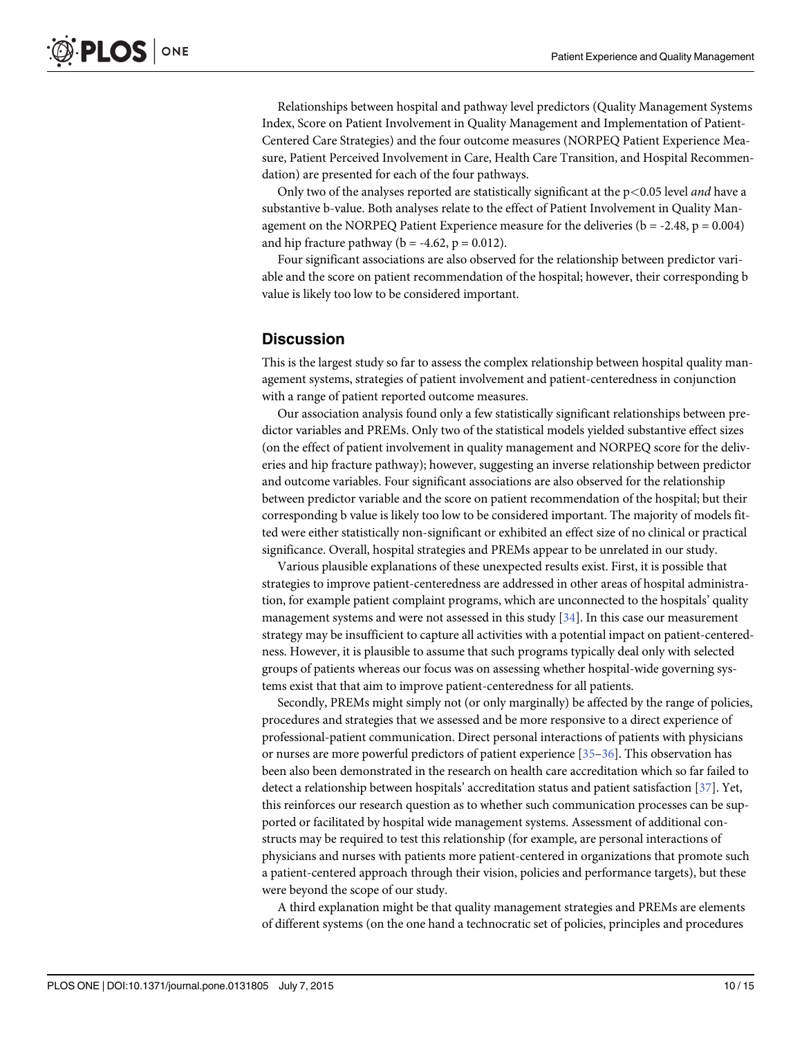Relationships between hospital and pathway level predictors (Quality Management Systems Index, Score on Patient Involvement in Quality Management and Implementation of Patient-Centered Care Strategies) and the four outcome measures (NORPEQ Patient Experience Measure, Patient Perceived Involvement in Care, Health Care Transition, and Hospital Recommendation) are presented for each of the four pathways.

Only two of the analyses reported are statistically significant at the $p<0.05$ level *and* have a substantive b-value. Both analyses relate to the effect of Patient Involvement in Quality Management on the NORPEQ Patient Experience measure for the deliveries ($b = -2.48$, $p = 0.004$) and hip fracture pathway ($b = -4.62$, $p = 0.012$).

Four significant associations are also observed for the relationship between predictor variable and the score on patient recommendation of the hospital; however, their corresponding b value is likely too low to be considered important.

## Discussion

This is the largest study so far to assess the complex relationship between hospital quality management systems, strategies of patient involvement and patient-centeredness in conjunction with a range of patient reported outcome measures.

Our association analysis found only a few statistically significant relationships between predictor variables and PREMs. Only two of the statistical models yielded substantive effect sizes (on the effect of patient involvement in quality management and NORPEQ score for the deliveries and hip fracture pathway); however, suggesting an inverse relationship between predictor and outcome variables. Four significant associations are also observed for the relationship between predictor variable and the score on patient recommendation of the hospital; but their corresponding b value is likely too low to be considered important. The majority of models fitted were either statistically non-significant or exhibited an effect size of no clinical or practical significance. Overall, hospital strategies and PREMs appear to be unrelated in our study.

Various plausible explanations of these unexpected results exist. First, it is possible that strategies to improve patient-centeredness are addressed in other areas of hospital administration, for example patient complaint programs, which are unconnected to the hospitals' quality management systems and were not assessed in this study [34]. In this case our measurement strategy may be insufficient to capture all activities with a potential impact on patient-centeredness. However, it is plausible to assume that such programs typically deal only with selected groups of patients whereas our focus was on assessing whether hospital-wide governing systems exist that that aim to improve patient-centeredness for all patients.

Secondly, PREMs might simply not (or only marginally) be affected by the range of policies, procedures and strategies that we assessed and be more responsive to a direct experience of professional-patient communication. Direct personal interactions of patients with physicians or nurses are more powerful predictors of patient experience [35–36]. This observation has been also been demonstrated in the research on health care accreditation which so far failed to detect a relationship between hospitals' accreditation status and patient satisfaction [37]. Yet, this reinforces our research question as to whether such communication processes can be supported or facilitated by hospital wide management systems. Assessment of additional constructs may be required to test this relationship (for example, are personal interactions of physicians and nurses with patients more patient-centered in organizations that promote such a patient-centered approach through their vision, policies and performance targets), but these were beyond the scope of our study.

A third explanation might be that quality management strategies and PREMs are elements of different systems (on the one hand a technocratic set of policies, principles and procedures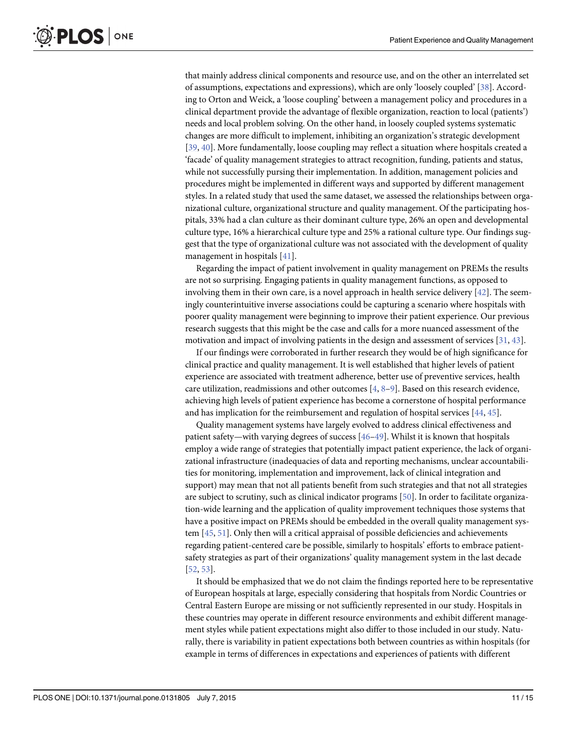that mainly address clinical components and resource use, and on the other an interrelated set of assumptions, expectations and expressions), which are only 'loosely coupled' [38]. According to Orton and Weick, a 'loose coupling' between a management policy and procedures in a clinical department provide the advantage of flexible organization, reaction to local (patients') needs and local problem solving. On the other hand, in loosely coupled systems systematic changes are more difficult to implement, inhibiting an organization's strategic development [39, 40]. More fundamentally, loose coupling may reflect a situation where hospitals created a 'facade' of quality management strategies to attract recognition, funding, patients and status, while not successfully pursing their implementation. In addition, management policies and procedures might be implemented in different ways and supported by different management styles. In a related study that used the same dataset, we assessed the relationships between organizational culture, organizational structure and quality management. Of the participating hospitals, 33% had a clan culture as their dominant culture type, 26% an open and developmental culture type, 16% a hierarchical culture type and 25% a rational culture type. Our findings suggest that the type of organizational culture was not associated with the development of quality management in hospitals [41].

Regarding the impact of patient involvement in quality management on PREMs the results are not so surprising. Engaging patients in quality management functions, as opposed to involving them in their own care, is a novel approach in health service delivery [42]. The seemingly counterintuitive inverse associations could be capturing a scenario where hospitals with poorer quality management were beginning to improve their patient experience. Our previous research suggests that this might be the case and calls for a more nuanced assessment of the motivation and impact of involving patients in the design and assessment of services [31, 43].

If our findings were corroborated in further research they would be of high significance for clinical practice and quality management. It is well established that higher levels of patient experience are associated with treatment adherence, better use of preventive services, health care utilization, readmissions and other outcomes [4, 8–9]. Based on this research evidence, achieving high levels of patient experience has become a cornerstone of hospital performance and has implication for the reimbursement and regulation of hospital services [44, 45].

Quality management systems have largely evolved to address clinical effectiveness and patient safety—with varying degrees of success [46–49]. Whilst it is known that hospitals employ a wide range of strategies that potentially impact patient experience, the lack of organizational infrastructure (inadequacies of data and reporting mechanisms, unclear accountabilities for monitoring, implementation and improvement, lack of clinical integration and support) may mean that not all patients benefit from such strategies and that not all strategies are subject to scrutiny, such as clinical indicator programs [50]. In order to facilitate organization-wide learning and the application of quality improvement techniques those systems that have a positive impact on PREMs should be embedded in the overall quality management system [45, 51]. Only then will a critical appraisal of possible deficiencies and achievements regarding patient-centered care be possible, similarly to hospitals' efforts to embrace patient-safety strategies as part of their organizations' quality management system in the last decade [52, 53].

It should be emphasized that we do not claim the findings reported here to be representative of European hospitals at large, especially considering that hospitals from Nordic Countries or Central Eastern Europe are missing or not sufficiently represented in our study. Hospitals in these countries may operate in different resource environments and exhibit different management styles while patient expectations might also differ to those included in our study. Naturally, there is variability in patient expectations both between countries as within hospitals (for example in terms of differences in expectations and experiences of patients with different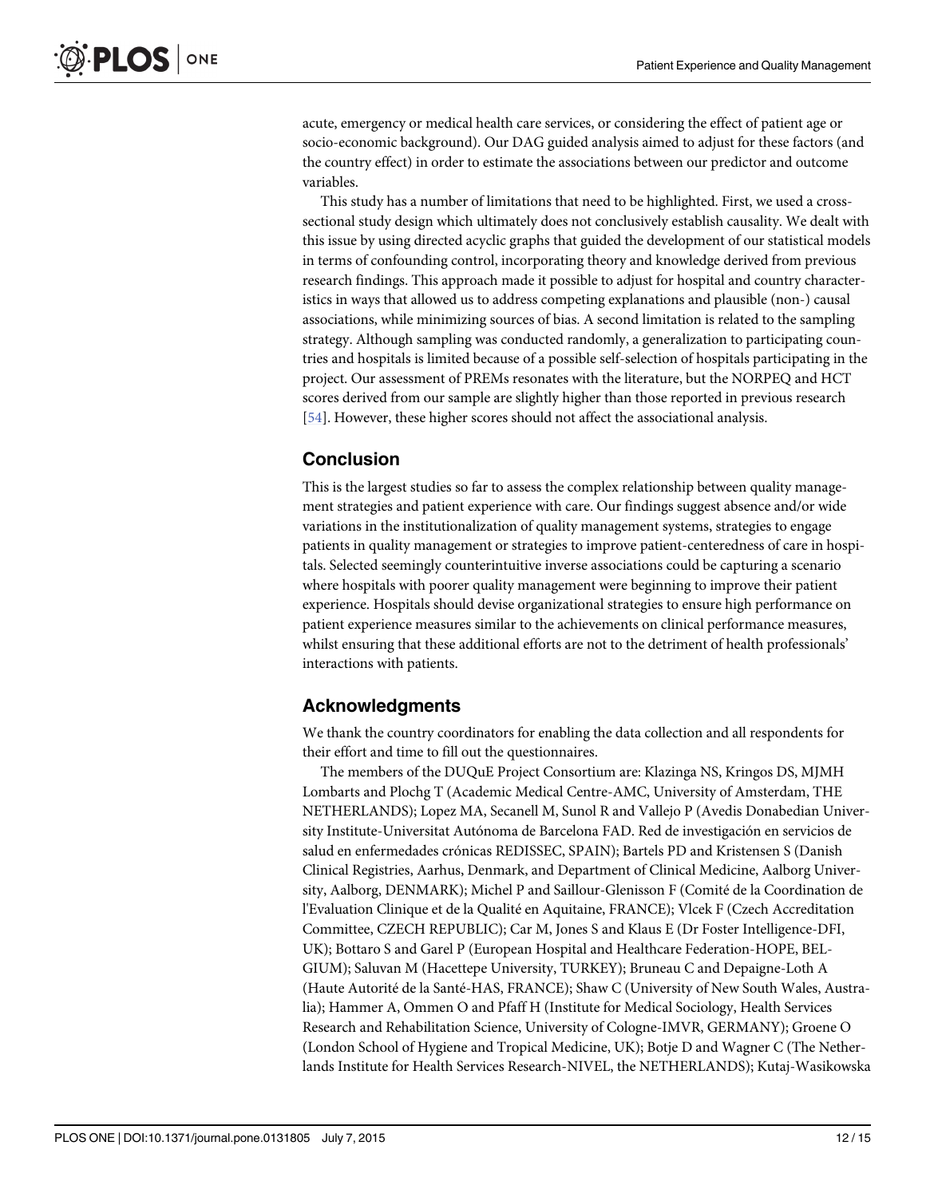acute, emergency or medical health care services, or considering the effect of patient age or socio-economic background). Our DAG guided analysis aimed to adjust for these factors (and the country effect) in order to estimate the associations between our predictor and outcome variables.

This study has a number of limitations that need to be highlighted. First, we used a cross-sectional study design which ultimately does not conclusively establish causality. We dealt with this issue by using directed acyclic graphs that guided the development of our statistical models in terms of confounding control, incorporating theory and knowledge derived from previous research findings. This approach made it possible to adjust for hospital and country characteristics in ways that allowed us to address competing explanations and plausible (non-) causal associations, while minimizing sources of bias. A second limitation is related to the sampling strategy. Although sampling was conducted randomly, a generalization to participating countries and hospitals is limited because of a possible self-selection of hospitals participating in the project. Our assessment of PREMs resonates with the literature, but the NORPEQ and HCT scores derived from our sample are slightly higher than those reported in previous research [54]. However, these higher scores should not affect the associational analysis.

## Conclusion

This is the largest studies so far to assess the complex relationship between quality management strategies and patient experience with care. Our findings suggest absence and/or wide variations in the institutionalization of quality management systems, strategies to engage patients in quality management or strategies to improve patient-centeredness of care in hospitals. Selected seemingly counterintuitive inverse associations could be capturing a scenario where hospitals with poorer quality management were beginning to improve their patient experience. Hospitals should devise organizational strategies to ensure high performance on patient experience measures similar to the achievements on clinical performance measures, whilst ensuring that these additional efforts are not to the detriment of health professionals' interactions with patients.

## Acknowledgments

We thank the country coordinators for enabling the data collection and all respondents for their effort and time to fill out the questionnaires.

The members of the DUQuE Project Consortium are: Klazinga NS, Kringos DS, MJMH Lombarts and Plochg T (Academic Medical Centre-AMC, University of Amsterdam, THE NETHERLANDS); Lopez MA, Secanell M, Sunol R and Vallejo P (Avedis Donabedian University Institute-Universitat Autónoma de Barcelona FAD. Red de investigación en servicios de salud en enfermedades crónicas REDISSEC, SPAIN); Bartels PD and Kristensen S (Danish Clinical Registries, Aarhus, Denmark, and Department of Clinical Medicine, Aalborg University, Aalborg, DENMARK); Michel P and Saillour-Glenisson F (Comité de la Coordination de l'Evaluation Clinique et de la Qualité en Aquitaine, FRANCE); Vlcek F (Czech Accreditation Committee, CZECH REPUBLIC); Car M, Jones S and Klaus E (Dr Foster Intelligence-DFI, UK); Bottaro S and Garel P (European Hospital and Healthcare Federation-HOPE, BELGIUM); Saluvan M (Hacettepe University, TURKEY); Bruneau C and Depaigne-Loth A (Haute Autorité de la Santé-HAS, FRANCE); Shaw C (University of New South Wales, Australia); Hammer A, Ommen O and Pfaff H (Institute for Medical Sociology, Health Services Research and Rehabilitation Science, University of Cologne-IMVR, GERMANY); Groene O (London School of Hygiene and Tropical Medicine, UK); Botje D and Wagner C (The Netherlands Institute for Health Services Research-NIVEL, the NETHERLANDS); Kutaj-Wasikowska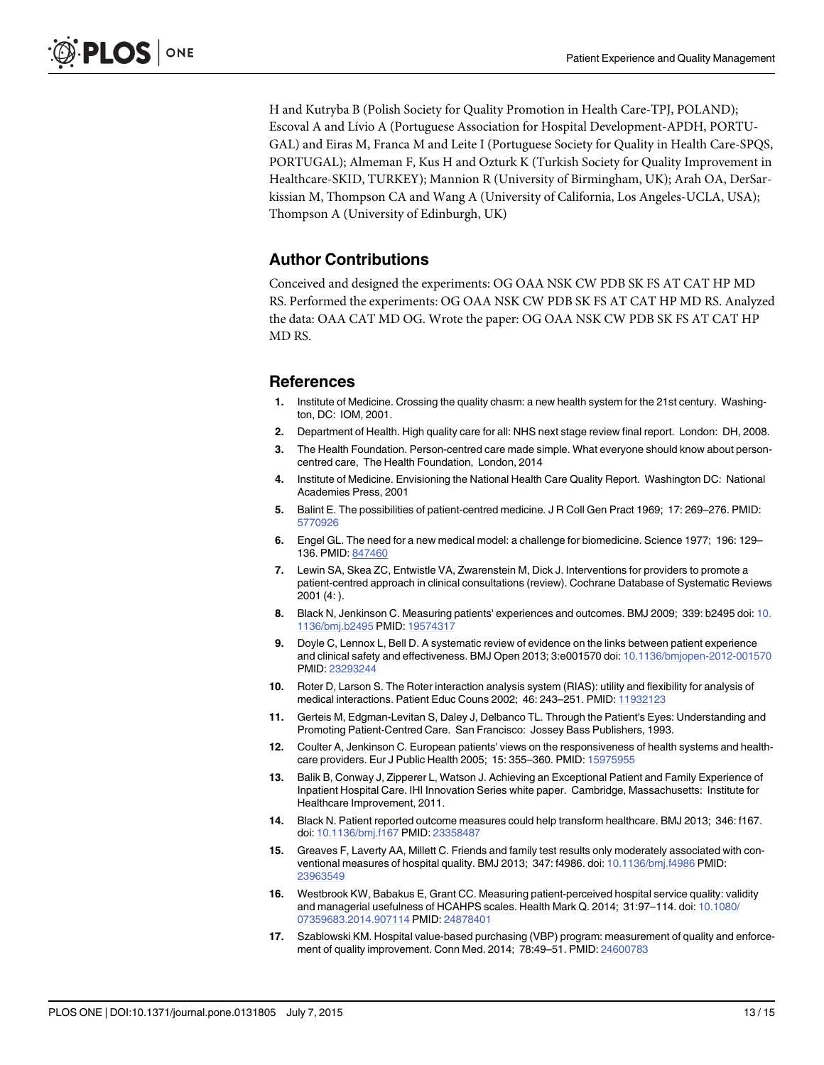H and Kutryba B (Polish Society for Quality Promotion in Health Care-TPJ, POLAND); Escoval A and Lívio A (Portuguese Association for Hospital Development-APDH, PORTUGAL) and Eiras M, Franca M and Leite I (Portuguese Society for Quality in Health Care-SPQS, PORTUGAL); Almeman F, Kus H and Ozturk K (Turkish Society for Quality Improvement in Healthcare-SKID, TURKEY); Mannion R (University of Birmingham, UK); Arah OA, DerSarkissian M, Thompson CA and Wang A (University of California, Los Angeles-UCLA, USA); Thompson A (University of Edinburgh, UK)

## Author Contributions

Conceived and designed the experiments: OG OAA NSK CW PDB SK FS AT CAT HP MD RS. Performed the experiments: OG OAA NSK CW PDB SK FS AT CAT HP MD RS. Analyzed the data: OAA CAT MD OG. Wrote the paper: OG OAA NSK CW PDB SK FS AT CAT HP MD RS.

## References

1. Institute of Medicine. Crossing the quality chasm: a new health system for the 21st century. Washington, DC: IOM, 2001.
2. Department of Health. High quality care for all: NHS next stage review final report. London: DH, 2008.
3. The Health Foundation. Person-centred care made simple. What everyone should know about person-centred care, The Health Foundation, London, 2014
4. Institute of Medicine. Envisioning the National Health Care Quality Report. Washington DC: National Academies Press, 2001
5. Balint E. The possibilities of patient-centred medicine. J R Coll Gen Pract 1969; 17: 269–276. PMID: 5770926
6. Engel GL. The need for a new medical model: a challenge for biomedicine. Science 1977; 196: 129–136. PMID: 847460
7. Lewin SA, Skea ZC, Entwistle VA, Zwarenstein M, Dick J. Interventions for providers to promote a patient-centred approach in clinical consultations (review). Cochrane Database of Systematic Reviews 2001 (4: ).
8. Black N, Jenkinson C. Measuring patients' experiences and outcomes. BMJ 2009; 339: b2495 doi: 10.1136/bmj.b2495 PMID: 19574317
9. Doyle C, Lennox L, Bell D. A systematic review of evidence on the links between patient experience and clinical safety and effectiveness. BMJ Open 2013; 3:e001570 doi: 10.1136/bmjopen-2012-001570 PMID: 23293244
10. Roter D, Larson S. The Roter interaction analysis system (RIAS): utility and flexibility for analysis of medical interactions. Patient Educ Couns 2002; 46: 243–251. PMID: 11932123
11. Gerteis M, Edgman-Levitan S, Daley J, Delbanco TL. Through the Patient's Eyes: Understanding and Promoting Patient-Centred Care. San Francisco: Jossey Bass Publishers, 1993.
12. Coulter A, Jenkinson C. European patients' views on the responsiveness of health systems and healthcare providers. Eur J Public Health 2005; 15: 355–360. PMID: 15975955
13. Balik B, Conway J, Zipperer L, Watson J. Achieving an Exceptional Patient and Family Experience of Inpatient Hospital Care. IHI Innovation Series white paper. Cambridge, Massachusetts: Institute for Healthcare Improvement, 2011.
14. Black N. Patient reported outcome measures could help transform healthcare. BMJ 2013; 346: f167. doi: 10.1136/bmj.f167 PMID: 23358487
15. Greaves F, Laverty AA, Millett C. Friends and family test results only moderately associated with conventional measures of hospital quality. BMJ 2013; 347: f4986. doi: 10.1136/bmj.f4986 PMID: 23963549
16. Westbrook KW, Babakus E, Grant CC. Measuring patient-perceived hospital service quality: validity and managerial usefulness of HCAHPS scales. Health Mark Q. 2014; 31:97–114. doi: 10.1080/07359683.2014.907114 PMID: 24878401
17. Szablowski KM. Hospital value-based purchasing (VBP) program: measurement of quality and enforcement of quality improvement. Conn Med. 2014; 78:49–51. PMID: 24600783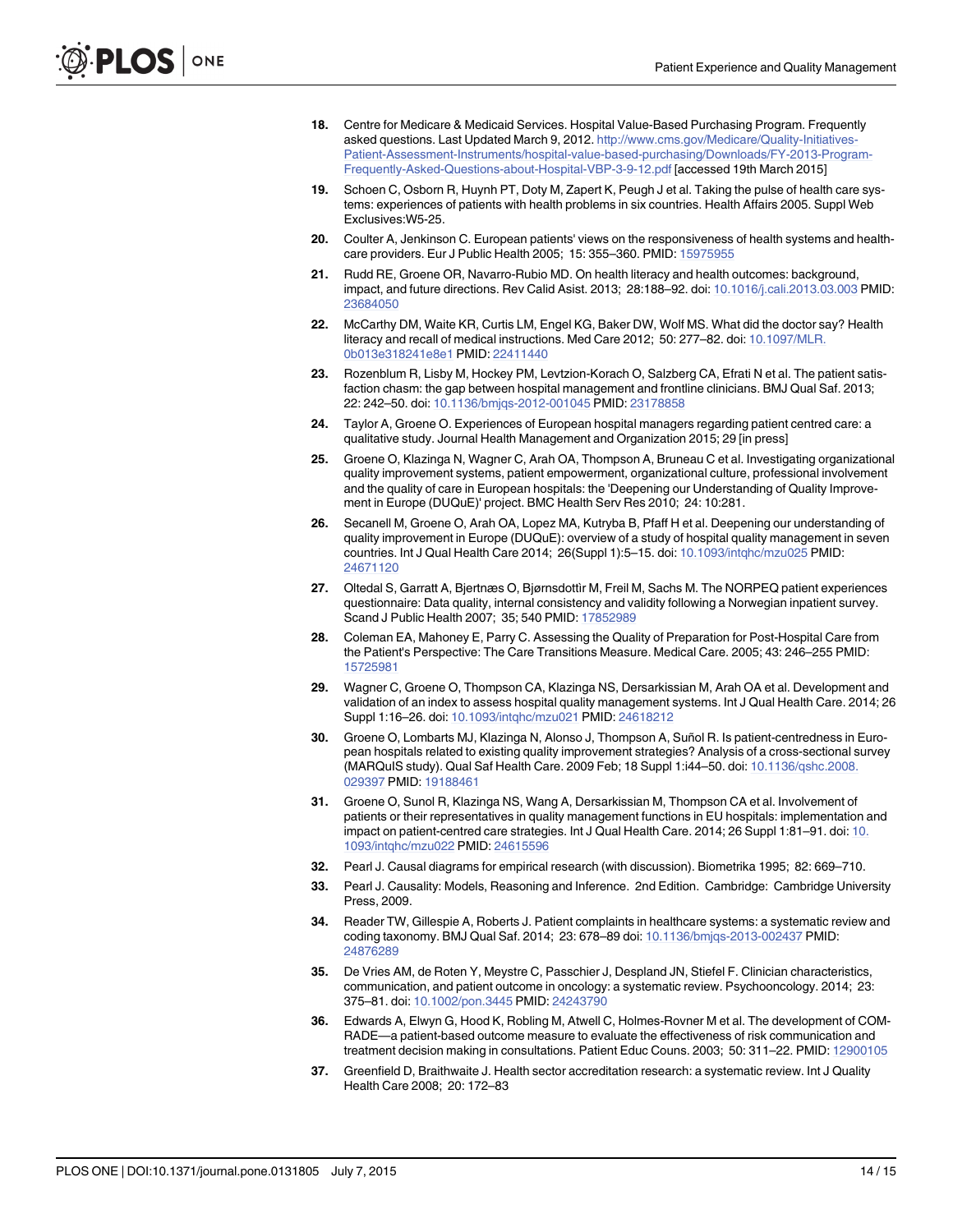18. Centre for Medicare & Medicaid Services. Hospital Value-Based Purchasing Program. Frequently asked questions. Last Updated March 9, 2012. http://www.cms.gov/Medicare/Quality-Initiatives-Patient-Assessment-Instruments/hospital-value-based-purchasing/Downloads/FY-2013-Program-Frequently-Asked-Questions-about-Hospital-VBP-3-9-12.pdf [accessed 19th March 2015]
19. Schoen C, Osborn R, Huynh PT, Doty M, Zapert K, Peugh J et al. Taking the pulse of health care systems: experiences of patients with health problems in six countries. Health Affairs 2005. Suppl Web Exclusives:W5-25.
20. Coulter A, Jenkinson C. European patients' views on the responsiveness of health systems and healthcare providers. Eur J Public Health 2005; 15: 355–360. PMID: 15975955
21. Rudd RE, Groene OR, Navarro-Rubio MD. On health literacy and health outcomes: background, impact, and future directions. Rev Calid Asist. 2013; 28:188–92. doi: 10.1016/j.cali.2013.03.003 PMID: 23684050
22. McCarthy DM, Waite KR, Curtis LM, Engel KG, Baker DW, Wolf MS. What did the doctor say? Health literacy and recall of medical instructions. Med Care 2012; 50: 277–82. doi: 10.1097/MLR.0b013e318241e8e1 PMID: 22411440
23. Rozenblum R, Lisby M, Hockey PM, Levtzion-Korach O, Salzberg CA, Efrati N et al. The patient satisfaction chasm: the gap between hospital management and frontline clinicians. BMJ Qual Saf. 2013; 22: 242–50. doi: 10.1136/bmjqs-2012-001045 PMID: 23178858
24. Taylor A, Groene O. Experiences of European hospital managers regarding patient centred care: a qualitative study. Journal Health Management and Organization 2015; 29 [in press]
25. Groene O, Klazinga N, Wagner C, Arah OA, Thompson A, Bruneau C et al. Investigating organizational quality improvement systems, patient empowerment, organizational culture, professional involvement and the quality of care in European hospitals: the 'Deepening our Understanding of Quality Improvement in Europe (DUQuE)' project. BMC Health Serv Res 2010; 24: 10:281.
26. Secanell M, Groene O, Arah OA, Lopez MA, Kutryba B, Pfaff H et al. Deepening our understanding of quality improvement in Europe (DUQuE): overview of a study of hospital quality management in seven countries. Int J Qual Health Care 2014; 26(Suppl 1):5–15. doi: 10.1093/intqhc/mzu025 PMID: 24671120
27. Oltedal S, Garratt A, Bjertnæs O, Bjørnsdottìr M, Freil M, Sachs M. The NORPEQ patient experiences questionnaire: Data quality, internal consistency and validity following a Norwegian inpatient survey. Scand J Public Health 2007; 35; 540 PMID: 17852989
28. Coleman EA, Mahoney E, Parry C. Assessing the Quality of Preparation for Post-Hospital Care from the Patient's Perspective: The Care Transitions Measure. Medical Care. 2005; 43: 246–255 PMID: 15725981
29. Wagner C, Groene O, Thompson CA, Klazinga NS, Dersarkissian M, Arah OA et al. Development and validation of an index to assess hospital quality management systems. Int J Qual Health Care. 2014; 26 Suppl 1:16–26. doi: 10.1093/intqhc/mzu021 PMID: 24618212
30. Groene O, Lombarts MJ, Klazinga N, Alonso J, Thompson A, Suñol R. Is patient-centredness in European hospitals related to existing quality improvement strategies? Analysis of a cross-sectional survey (MARQuIS study). Qual Saf Health Care. 2009 Feb; 18 Suppl 1:i44–50. doi: 10.1136/qshc.2008.029397 PMID: 19188461
31. Groene O, Sunol R, Klazinga NS, Wang A, Dersarkissian M, Thompson CA et al. Involvement of patients or their representatives in quality management functions in EU hospitals: implementation and impact on patient-centred care strategies. Int J Qual Health Care. 2014; 26 Suppl 1:81–91. doi: 10.1093/intqhc/mzu022 PMID: 24615596
32. Pearl J. Causal diagrams for empirical research (with discussion). Biometrika 1995; 82: 669–710.
33. Pearl J. Causality: Models, Reasoning and Inference. 2nd Edition. Cambridge: Cambridge University Press, 2009.
34. Reader TW, Gillespie A, Roberts J. Patient complaints in healthcare systems: a systematic review and coding taxonomy. BMJ Qual Saf. 2014; 23: 678–89 doi: 10.1136/bmjqs-2013-002437 PMID: 24876289
35. De Vries AM, de Roten Y, Meystre C, Passchier J, Despland JN, Stiefel F. Clinician characteristics, communication, and patient outcome in oncology: a systematic review. Psychooncology. 2014; 23: 375–81. doi: 10.1002/pon.3445 PMID: 24243790
36. Edwards A, Elwyn G, Hood K, Robling M, Atwell C, Holmes-Rovner M et al. The development of COMRADE—a patient-based outcome measure to evaluate the effectiveness of risk communication and treatment decision making in consultations. Patient Educ Couns. 2003; 50: 311–22. PMID: 12900105
37. Greenfield D, Braithwaite J. Health sector accreditation research: a systematic review. Int J Quality Health Care 2008; 20: 172–83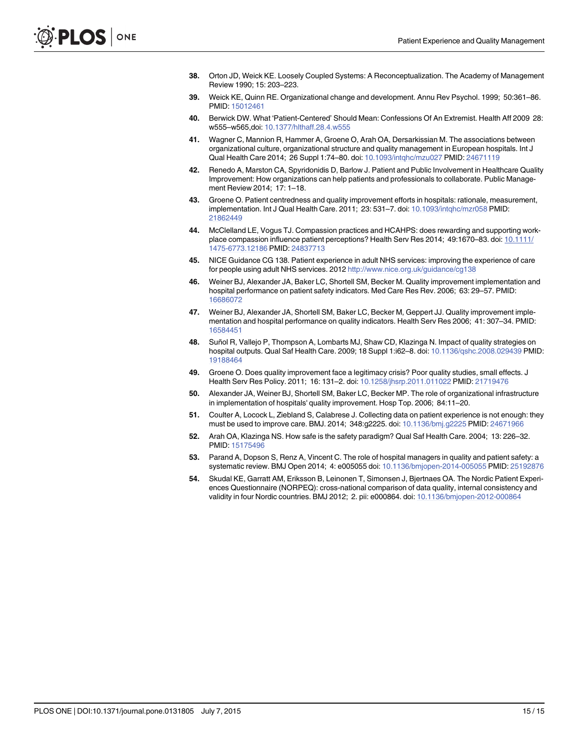38. Orton JD, Weick KE. Loosely Coupled Systems: A Reconceptualization. The Academy of Management Review 1990; 15: 203–223.
39. Weick KE, Quinn RE. Organizational change and development. Annu Rev Psychol. 1999; 50:361–86. PMID: 15012461
40. Berwick DW. What 'Patient-Centered' Should Mean: Confessions Of An Extremist. Health Aff 2009 28: w555–w565,doi: 10.1377/hlthaff.28.4.w555
41. Wagner C, Mannion R, Hammer A, Groene O, Arah OA, Dersarkissian M. The associations between organizational culture, organizational structure and quality management in European hospitals. Int J Qual Health Care 2014; 26 Suppl 1:74–80. doi: 10.1093/intqhc/mzu027 PMID: 24671119
42. Renedo A, Marston CA, Spyridonidis D, Barlow J. Patient and Public Involvement in Healthcare Quality Improvement: How organizations can help patients and professionals to collaborate. Public Management Review 2014; 17: 1–18.
43. Groene O. Patient centredness and quality improvement efforts in hospitals: rationale, measurement, implementation. Int J Qual Health Care. 2011; 23: 531–7. doi: 10.1093/intqhc/mzr058 PMID: 21862449
44. McClelland LE, Vogus TJ. Compassion practices and HCAHPS: does rewarding and supporting workplace compassion influence patient perceptions? Health Serv Res 2014; 49:1670–83. doi: 10.1111/1475-6773.12186 PMID: 24837713
45. NICE Guidance CG 138. Patient experience in adult NHS services: improving the experience of care for people using adult NHS services. 2012 http://www.nice.org.uk/guidance/cg138
46. Weiner BJ, Alexander JA, Baker LC, Shortell SM, Becker M. Quality improvement implementation and hospital performance on patient safety indicators. Med Care Res Rev. 2006; 63: 29–57. PMID: 16686072
47. Weiner BJ, Alexander JA, Shortell SM, Baker LC, Becker M, Geppert JJ. Quality improvement implementation and hospital performance on quality indicators. Health Serv Res 2006; 41: 307–34. PMID: 16584451
48. Suñol R, Vallejo P, Thompson A, Lombarts MJ, Shaw CD, Klazinga N. Impact of quality strategies on hospital outputs. Qual Saf Health Care. 2009; 18 Suppl 1:i62–8. doi: 10.1136/qshc.2008.029439 PMID: 19188464
49. Groene O. Does quality improvement face a legitimacy crisis? Poor quality studies, small effects. J Health Serv Res Policy. 2011; 16: 131–2. doi: 10.1258/jhsrp.2011.011022 PMID: 21719476
50. Alexander JA, Weiner BJ, Shortell SM, Baker LC, Becker MP. The role of organizational infrastructure in implementation of hospitals' quality improvement. Hosp Top. 2006; 84:11–20.
51. Coulter A, Locock L, Ziebland S, Calabrese J. Collecting data on patient experience is not enough: they must be used to improve care. BMJ. 2014; 348:g2225. doi: 10.1136/bmj.g2225 PMID: 24671966
52. Arah OA, Klazinga NS. How safe is the safety paradigm? Qual Saf Health Care. 2004; 13: 226–32. PMID: 15175496
53. Parand A, Dopson S, Renz A, Vincent C. The role of hospital managers in quality and patient safety: a systematic review. BMJ Open 2014; 4: e005055 doi: 10.1136/bmjopen-2014-005055 PMID: 25192876
54. Skudal KE, Garratt AM, Eriksson B, Leinonen T, Simonsen J, Bjertnaes OA. The Nordic Patient Experiences Questionnaire (NORPEQ): cross-national comparison of data quality, internal consistency and validity in four Nordic countries. BMJ 2012; 2. pii: e000864. doi: 10.1136/bmjopen-2012-000864